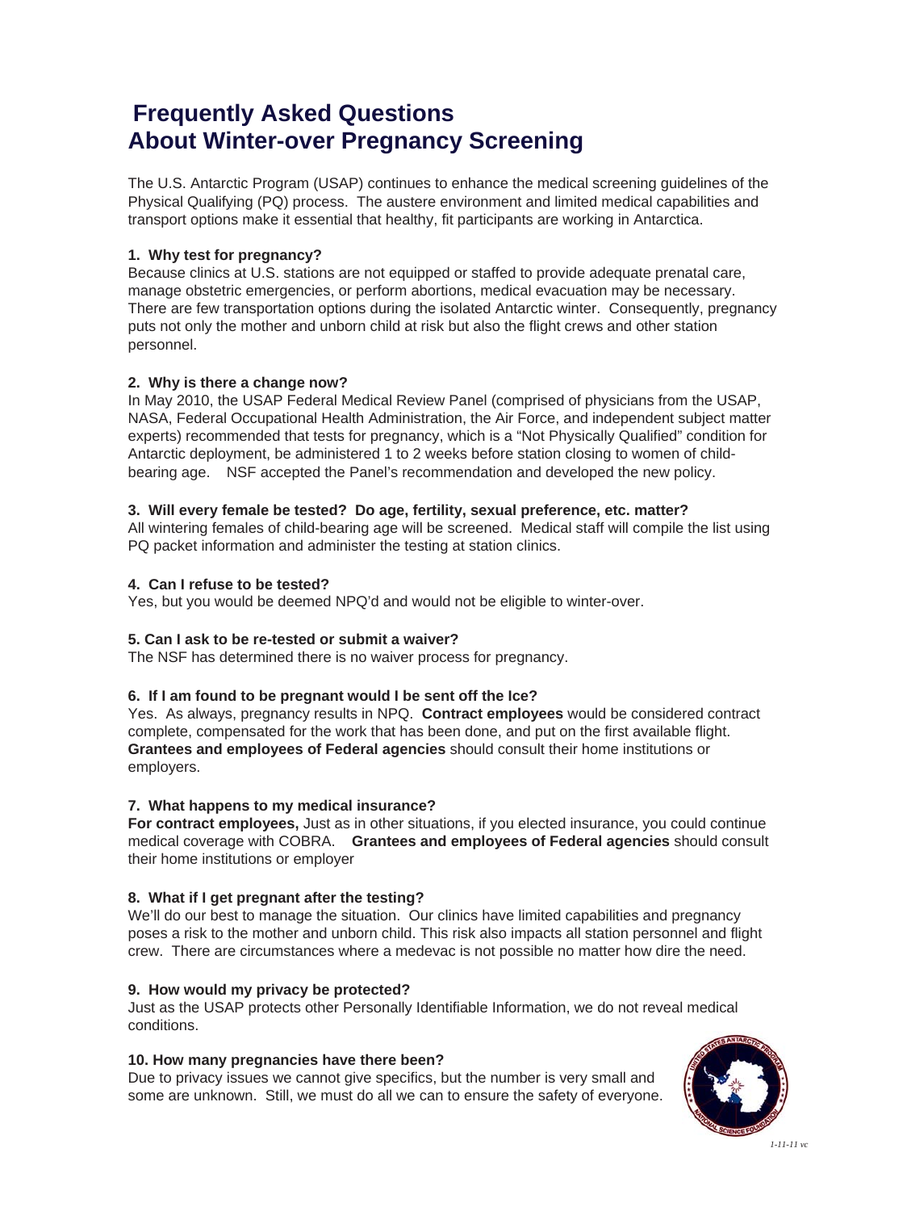# Frequently Asked Questions About Winter-over Pregnancy Screening

The U.S. Antarctic Program (USAP) continues to enhance the medical screening guidelines of the Physical Qualifying (PQ) process. The austere environment and limited medical capabilities and transport options make it essential that healthy, fit participants are working in Antarctica.

**1. Why test for pregnancy?**

Because clinics at U.S. stations are not equipped or staffed to provide adequate prenatal care, manage obstetric emergencies, or perform abortions, medical evacuation may be necessary. There are few transportation options during the isolated Antarctic winter. Consequently, pregnancy puts not only the mother and unborn child at risk but also the flight crews and other station personnel.

**2. Why is there a change now?**

In May 2010, the USAP Federal Medical Review Panel (comprised of physicians from the USAP, NASA, Federal Occupational Health Administration, the Air Force, and independent subject matter experts) recommended that tests for pregnancy, which is a "Not Physically Qualified" condition for Antarctic deployment, be administered 1 to 2 weeks before station closing to women of child-bearing age. NSF accepted the Panel's recommendation and developed the new policy.

**3. Will every female be tested? Do age, fertility, sexual preference, etc. matter?**

All wintering females of child-bearing age will be screened. Medical staff will compile the list using PQ packet information and administer the testing at station clinics.

**4. Can I refuse to be tested?**

Yes, but you would be deemed NPQ'd and would not be eligible to winter-over.

**5. Can I ask to be re-tested or submit a waiver?**

The NSF has determined there is no waiver process for pregnancy.

**6. If I am found to be pregnant would I be sent off the Ice?**

Yes. As always, pregnancy results in NPQ. **Contract employees** would be considered contract complete, compensated for the work that has been done, and put on the first available flight. **Grantees and employees of Federal agencies** should consult their home institutions or employers.

**7. What happens to my medical insurance?**

**For contract employees,** Just as in other situations, if you elected insurance, you could continue medical coverage with COBRA. **Grantees and employees of Federal agencies** should consult their home institutions or employer

**8. What if I get pregnant after the testing?**

We'll do our best to manage the situation. Our clinics have limited capabilities and pregnancy poses a risk to the mother and unborn child. This risk also impacts all station personnel and flight crew. There are circumstances where a medevac is not possible no matter how dire the need.

**9. How would my privacy be protected?**

Just as the USAP protects other Personally Identifiable Information, we do not reveal medical conditions.

**10. How many pregnancies have there been?**

Due to privacy issues we cannot give specifics, but the number is very small and some are unknown. Still, we must do all we can to ensure the safety of everyone.

*1-11-11 vc*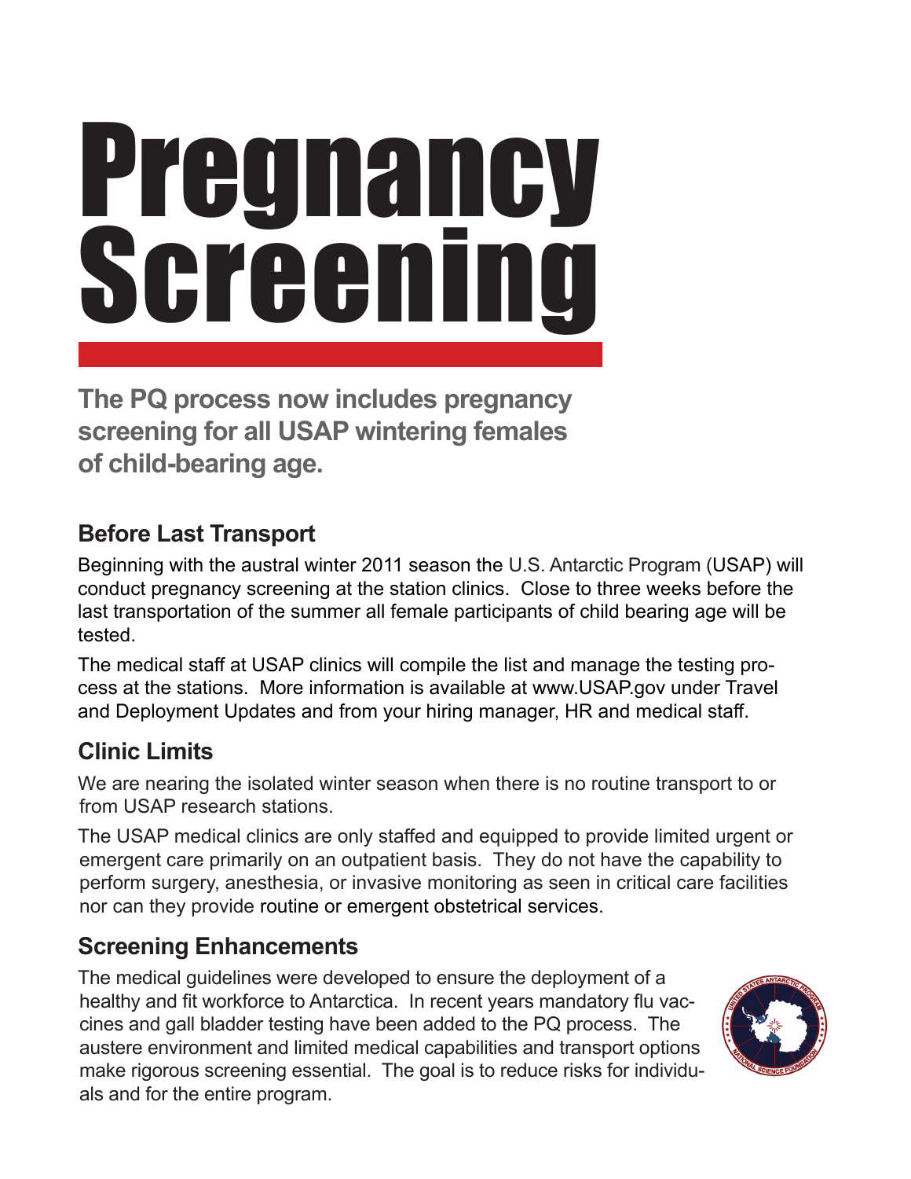# Pregnancy Screening

**The PQ process now includes pregnancy screening for all USAP wintering females of child-bearing age.**

## Before Last Transport

Beginning with the austral winter 2011 season the U.S. Antarctic Program (USAP) will conduct pregnancy screening at the station clinics. Close to three weeks before the last transportation of the summer all female participants of child bearing age will be tested.

The medical staff at USAP clinics will compile the list and manage the testing process at the stations. More information is available at www.USAP.gov under Travel and Deployment Updates and from your hiring manager, HR and medical staff.

## Clinic Limits

We are nearing the isolated winter season when there is no routine transport to or from USAP research stations.

The USAP medical clinics are only staffed and equipped to provide limited urgent or emergent care primarily on an outpatient basis. They do not have the capability to perform surgery, anesthesia, or invasive monitoring as seen in critical care facilities nor can they provide routine or emergent obstetrical services.

## Screening Enhancements

The medical guidelines were developed to ensure the deployment of a healthy and fit workforce to Antarctica. In recent years mandatory flu vaccines and gall bladder testing have been added to the PQ process. The austere environment and limited medical capabilities and transport options make rigorous screening essential. The goal is to reduce risks for individuals and for the entire program.